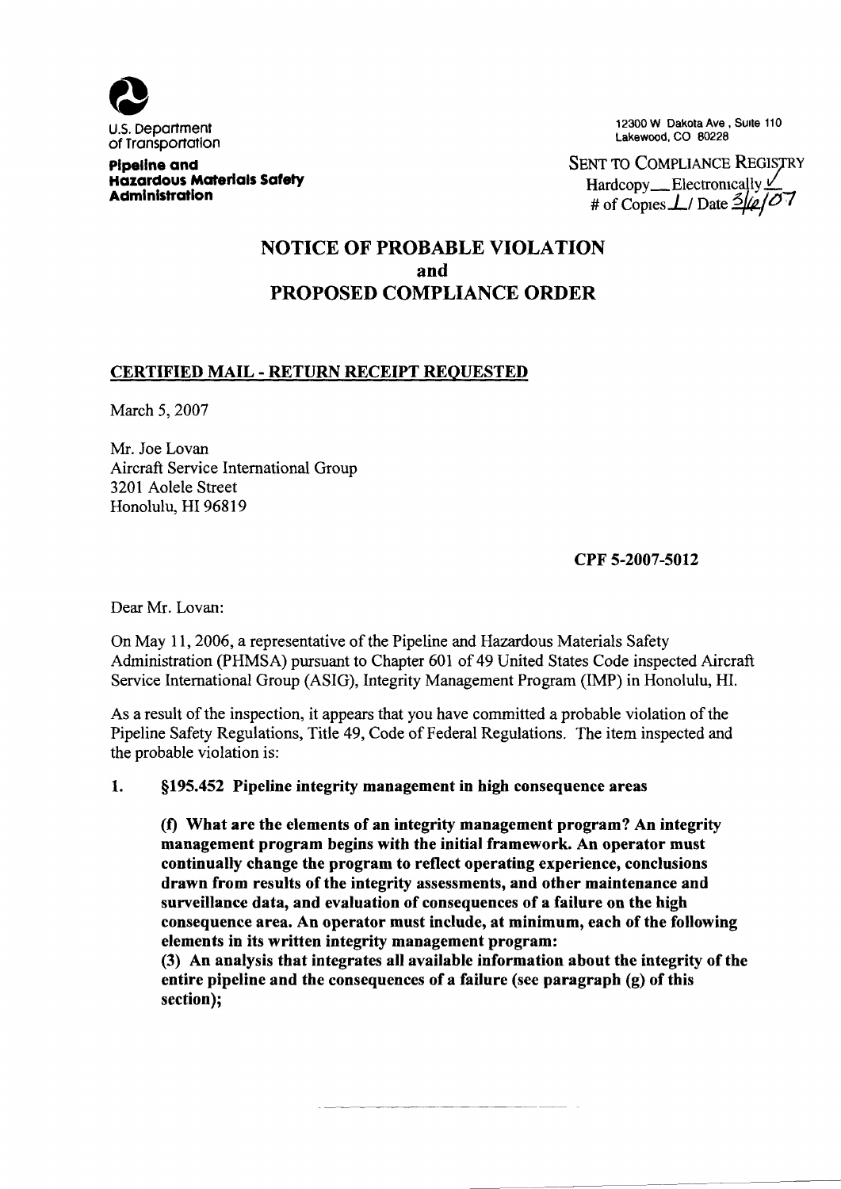U.S. Department of Transportation

**Pipeline and Hazardous Materials Safety Administration**

12300 W Dakota Ave , Suite 110
Lakewood, CO 80228

SENT TO COMPLIANCE REGISTRY
Hardcopy\_\_ Electronically ✓
# of Copies 1 / Date 3/6/07

# NOTICE OF PROBABLE VIOLATION and PROPOSED COMPLIANCE ORDER

## CERTIFIED MAIL - RETURN RECEIPT REQUESTED

March 5, 2007

Mr. Joe Lovan
Aircraft Service International Group
3201 Aolele Street
Honolulu, HI 96819

**CPF 5-2007-5012**

Dear Mr. Lovan:

On May 11, 2006, a representative of the Pipeline and Hazardous Materials Safety Administration (PHMSA) pursuant to Chapter 601 of 49 United States Code inspected Aircraft Service International Group (ASIG), Integrity Management Program (IMP) in Honolulu, HI.

As a result of the inspection, it appears that you have committed a probable violation of the Pipeline Safety Regulations, Title 49, Code of Federal Regulations. The item inspected and the probable violation is:

1. **§195.452 Pipeline integrity management in high consequence areas**

   **(f) What are the elements of an integrity management program? An integrity management program begins with the initial framework. An operator must continually change the program to reflect operating experience, conclusions drawn from results of the integrity assessments, and other maintenance and surveillance data, and evaluation of consequences of a failure on the high consequence area. An operator must include, at minimum, each of the following elements in its written integrity management program:**

   **(3) An analysis that integrates all available information about the integrity of the entire pipeline and the consequences of a failure (see paragraph (g) of this section);**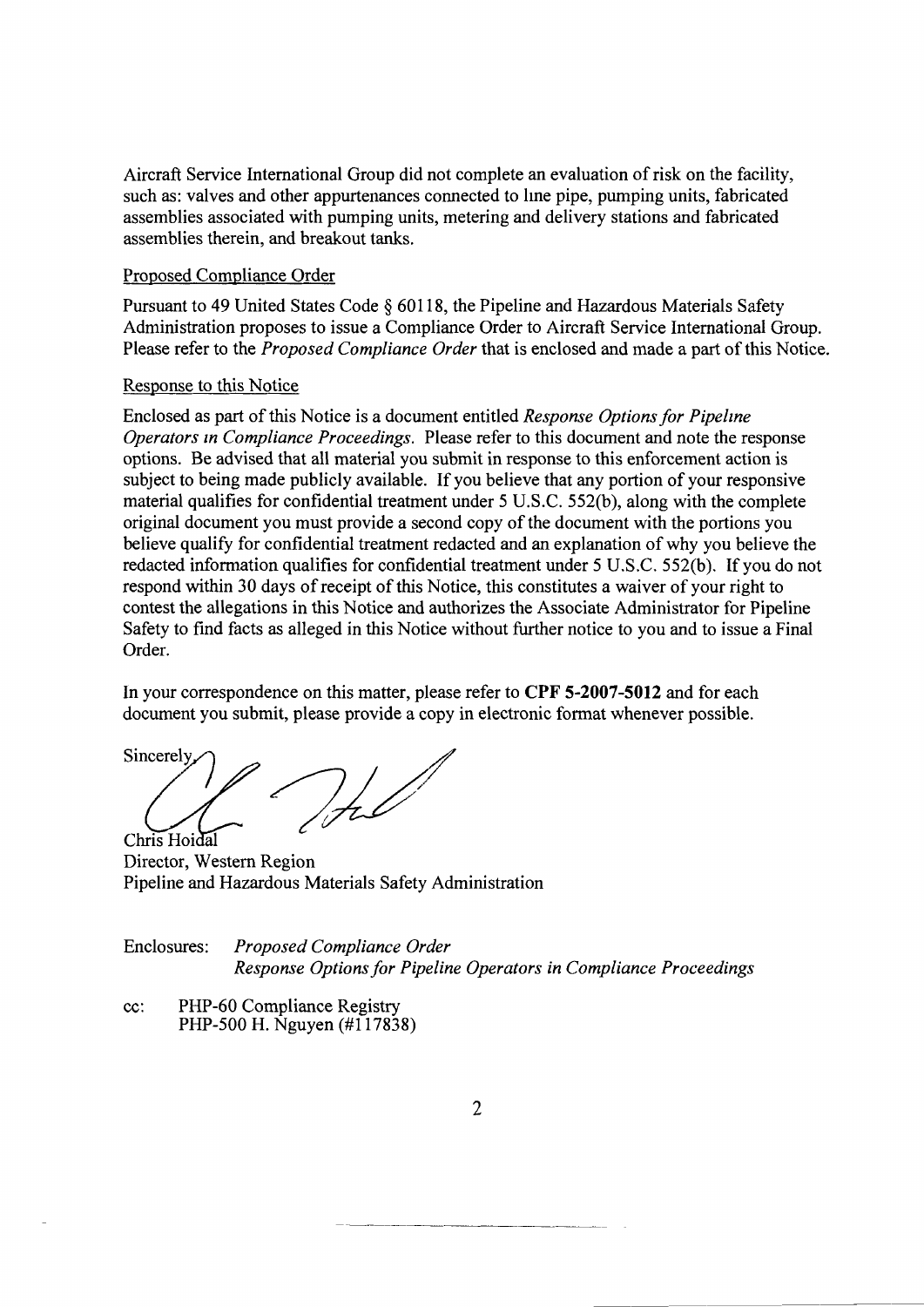Aircraft Service International Group did not complete an evaluation of risk on the facility, such as: valves and other appurtenances connected to line pipe, pumping units, fabricated assemblies associated with pumping units, metering and delivery stations and fabricated assemblies therein, and breakout tanks.

Proposed Compliance Order

Pursuant to 49 United States Code § 60118, the Pipeline and Hazardous Materials Safety Administration proposes to issue a Compliance Order to Aircraft Service International Group. Please refer to the *Proposed Compliance Order* that is enclosed and made a part of this Notice.

Response to this Notice

Enclosed as part of this Notice is a document entitled *Response Options for Pipeline Operators in Compliance Proceedings*. Please refer to this document and note the response options. Be advised that all material you submit in response to this enforcement action is subject to being made publicly available. If you believe that any portion of your responsive material qualifies for confidential treatment under 5 U.S.C. 552(b), along with the complete original document you must provide a second copy of the document with the portions you believe qualify for confidential treatment redacted and an explanation of why you believe the redacted information qualifies for confidential treatment under 5 U.S.C. 552(b). If you do not respond within 30 days of receipt of this Notice, this constitutes a waiver of your right to contest the allegations in this Notice and authorizes the Associate Administrator for Pipeline Safety to find facts as alleged in this Notice without further notice to you and to issue a Final Order.

In your correspondence on this matter, please refer to **CPF 5-2007-5012** and for each document you submit, please provide a copy in electronic format whenever possible.

Sincerely,

Chris Hoidal
Director, Western Region
Pipeline and Hazardous Materials Safety Administration

Enclosures: *Proposed Compliance Order*
*Response Options for Pipeline Operators in Compliance Proceedings*

cc: PHP-60 Compliance Registry
PHP-500 H. Nguyen (#117838)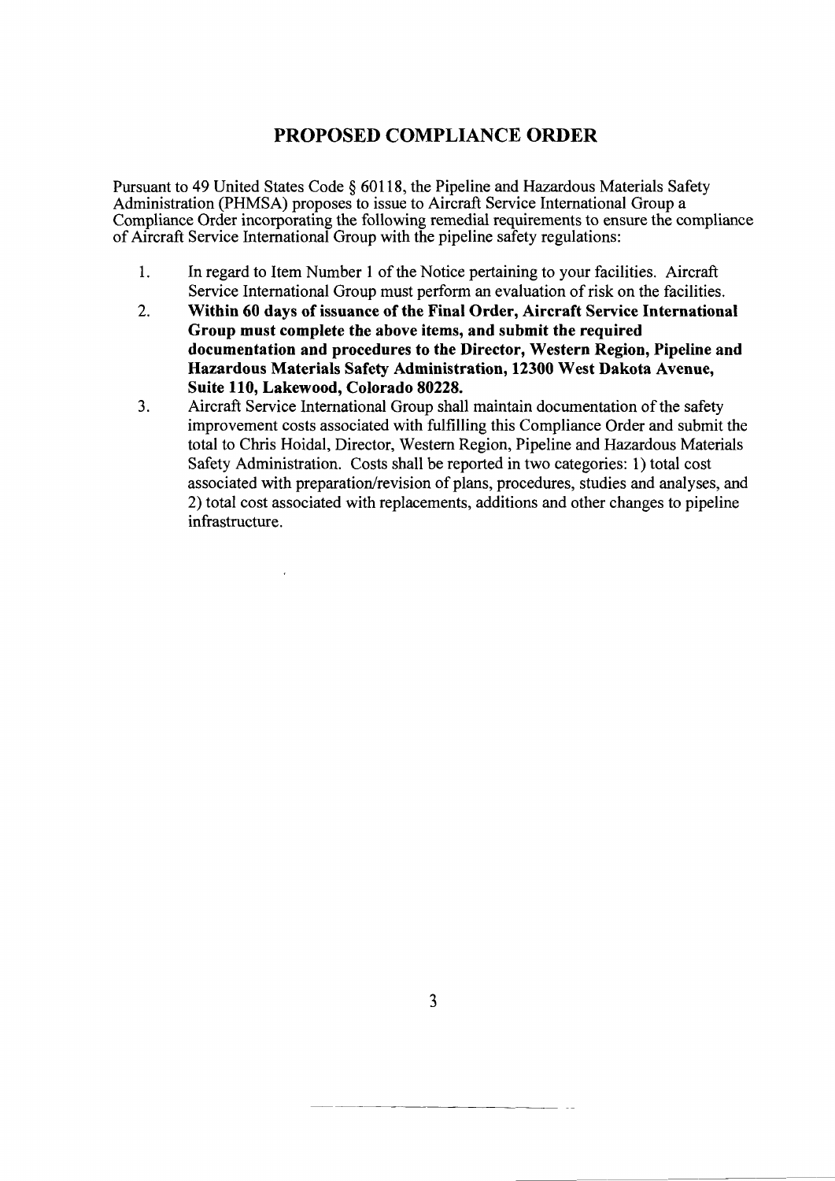## PROPOSED COMPLIANCE ORDER

Pursuant to 49 United States Code § 60118, the Pipeline and Hazardous Materials Safety Administration (PHMSA) proposes to issue to Aircraft Service International Group a Compliance Order incorporating the following remedial requirements to ensure the compliance of Aircraft Service International Group with the pipeline safety regulations:

1. In regard to Item Number 1 of the Notice pertaining to your facilities. Aircraft Service International Group must perform an evaluation of risk on the facilities.
2. **Within 60 days of issuance of the Final Order, Aircraft Service International Group must complete the above items, and submit the required documentation and procedures to the Director, Western Region, Pipeline and Hazardous Materials Safety Administration, 12300 West Dakota Avenue, Suite 110, Lakewood, Colorado 80228.**
3. Aircraft Service International Group shall maintain documentation of the safety improvement costs associated with fulfilling this Compliance Order and submit the total to Chris Hoidal, Director, Western Region, Pipeline and Hazardous Materials Safety Administration. Costs shall be reported in two categories: 1) total cost associated with preparation/revision of plans, procedures, studies and analyses, and 2) total cost associated with replacements, additions and other changes to pipeline infrastructure.